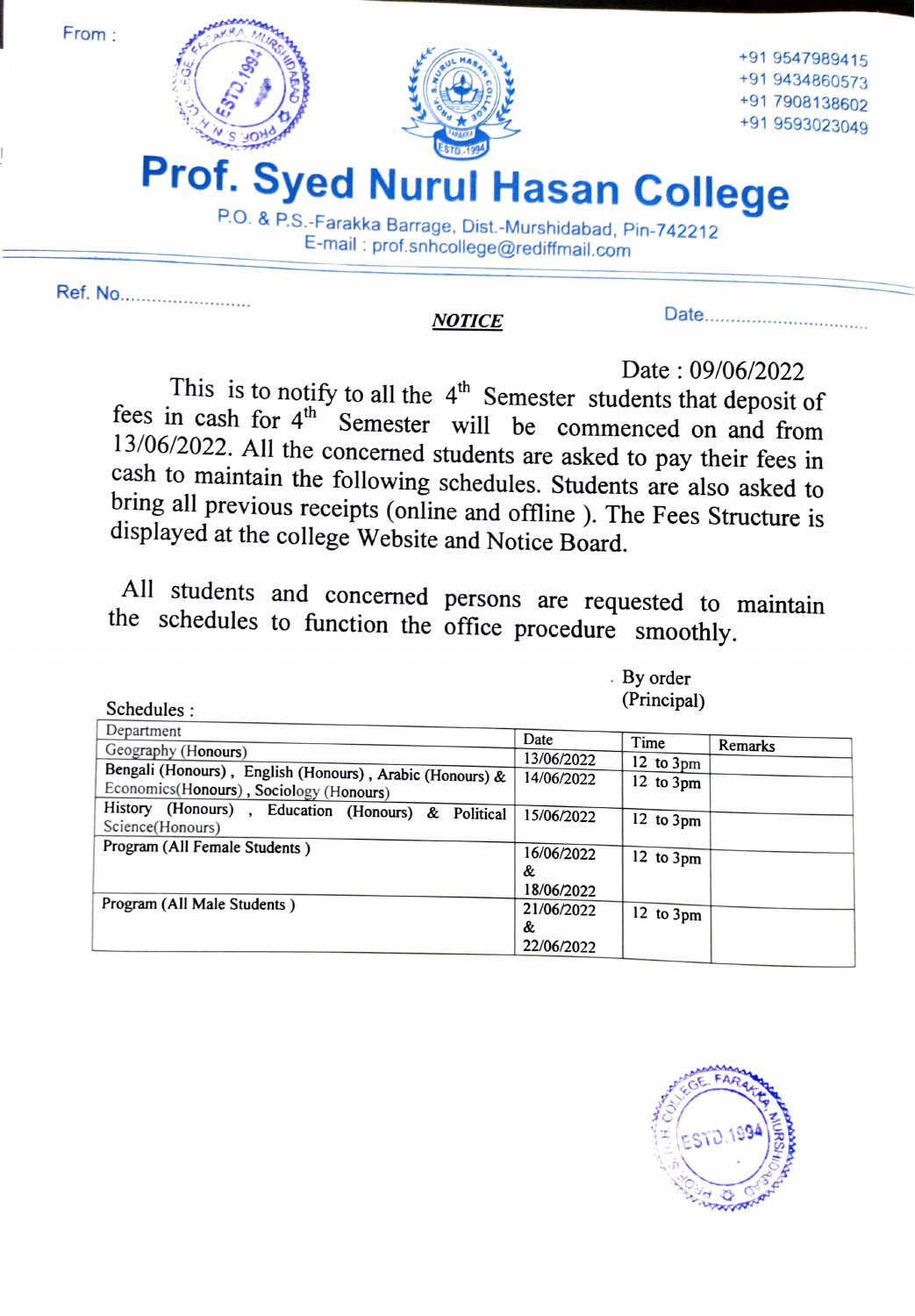From :

+91 9547989415
+91 9434860573
+91 7908138602
+91 9593023049

# Prof. Syed Nurul Hasan College

P.O. & P.S.-Farakka Barrage, Dist.-Murshidabad, Pin-742212
E-mail : prof.snhcollege@rediffmail.com

Ref. No........................

Date...............................

***NOTICE***

Date : 09/06/2022

This is to notify to all the 4th Semester students that deposit of fees in cash for 4th Semester will be commenced on and from 13/06/2022. All the concerned students are asked to pay their fees in cash to maintain the following schedules. Students are also asked to bring all previous receipts (online and offline ). The Fees Structure is displayed at the college Website and Notice Board.

All students and concerned persons are requested to maintain the schedules to function the office procedure smoothly.

By order
(Principal)

Schedules :

| Department | Date | Time | Remarks |
|---|---|---|---|
| Geography (Honours) | 13/06/2022 | 12 to 3pm | |
| Bengali (Honours) , English (Honours) , Arabic (Honours) & Economics(Honours) , Sociology (Honours) | 14/06/2022 | 12 to 3pm | |
| History (Honours) , Education (Honours) & Political Science(Honours) | 15/06/2022 | 12 to 3pm | |
| Program (All Female Students ) | 16/06/2022 & 18/06/2022 | 12 to 3pm | |
| Program (All Male Students ) | 21/06/2022 & 22/06/2022 | 12 to 3pm | |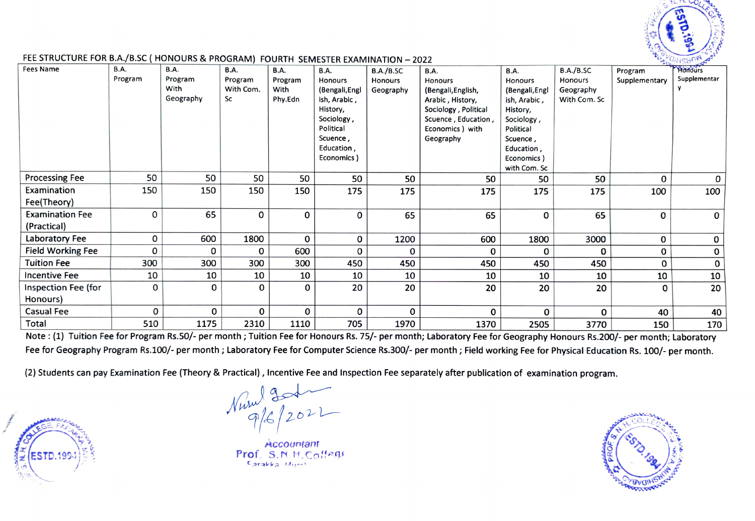FEE STRUCTURE FOR B.A./B.SC ( HONOURS & PROGRAM) FOURTH SEMESTER EXAMINATION – 2022

| Fees Name | B.A. Program | B.A. Program With Geography | B.A. Program With Com. Sc | B.A. Program With Phy.Edn | B.A. Honours (Bengali,English, Arabic , History, Sociology , Political Scuence , Education , Economics ) | B.A./B.SC Honours Geography | B.A. Honours (Bengali,English, Arabic , History, Sociology , Political Scuence , Education , Economics ) with Geography | B.A. Honours (Bengali,English, Arabic , History, Sociology , Political Scuence , Education , Economics ) with Com. Sc | B.A./B.SC Honours Geography With Com. Sc | Program Supplementary | Honours Supplementary |
|---|---|---|---|---|---|---|---|---|---|---|---|
| Processing Fee | 50 | 50 | 50 | 50 | 50 | 50 | 50 | 50 | 50 | 0 | 0 |
| Examination Fee(Theory) | 150 | 150 | 150 | 150 | 175 | 175 | 175 | 175 | 175 | 100 | 100 |
| Examination Fee (Practical) | 0 | 65 | 0 | 0 | 0 | 65 | 65 | 0 | 65 | 0 | 0 |
| Laboratory Fee | 0 | 600 | 1800 | 0 | 0 | 1200 | 600 | 1800 | 3000 | 0 | 0 |
| Field Working Fee | 0 | 0 | 0 | 600 | 0 | 0 | 0 | 0 | 0 | 0 | 0 |
| Tuition Fee | 300 | 300 | 300 | 300 | 450 | 450 | 450 | 450 | 450 | 0 | 0 |
| Incentive Fee | 10 | 10 | 10 | 10 | 10 | 10 | 10 | 10 | 10 | 10 | 10 |
| Inspection Fee (for Honours) | 0 | 0 | 0 | 0 | 20 | 20 | 20 | 20 | 20 | 0 | 20 |
| Casual Fee | 0 | 0 | 0 | 0 | 0 | 0 | 0 | 0 | 0 | 40 | 40 |
| Total | 510 | 1175 | 2310 | 1110 | 705 | 1970 | 1370 | 2505 | 3770 | 150 | 170 |

Note : (1) Tuition Fee for Program Rs.50/- per month ; Tuition Fee for Honours Rs. 75/- per month; Laboratory Fee for Geography Honours Rs.200/- per month; Laboratory Fee for Geography Program Rs.100/- per month ; Laboratory Fee for Computer Science Rs.300/- per month ; Field working Fee for Physical Education Rs. 100/- per month.

(2) Students can pay Examination Fee (Theory & Practical) , Incentive Fee and Inspection Fee separately after publication of examination program.

9/6/2022

Accountant
Prof. S.N.H.College
Farakka, Murshidabad